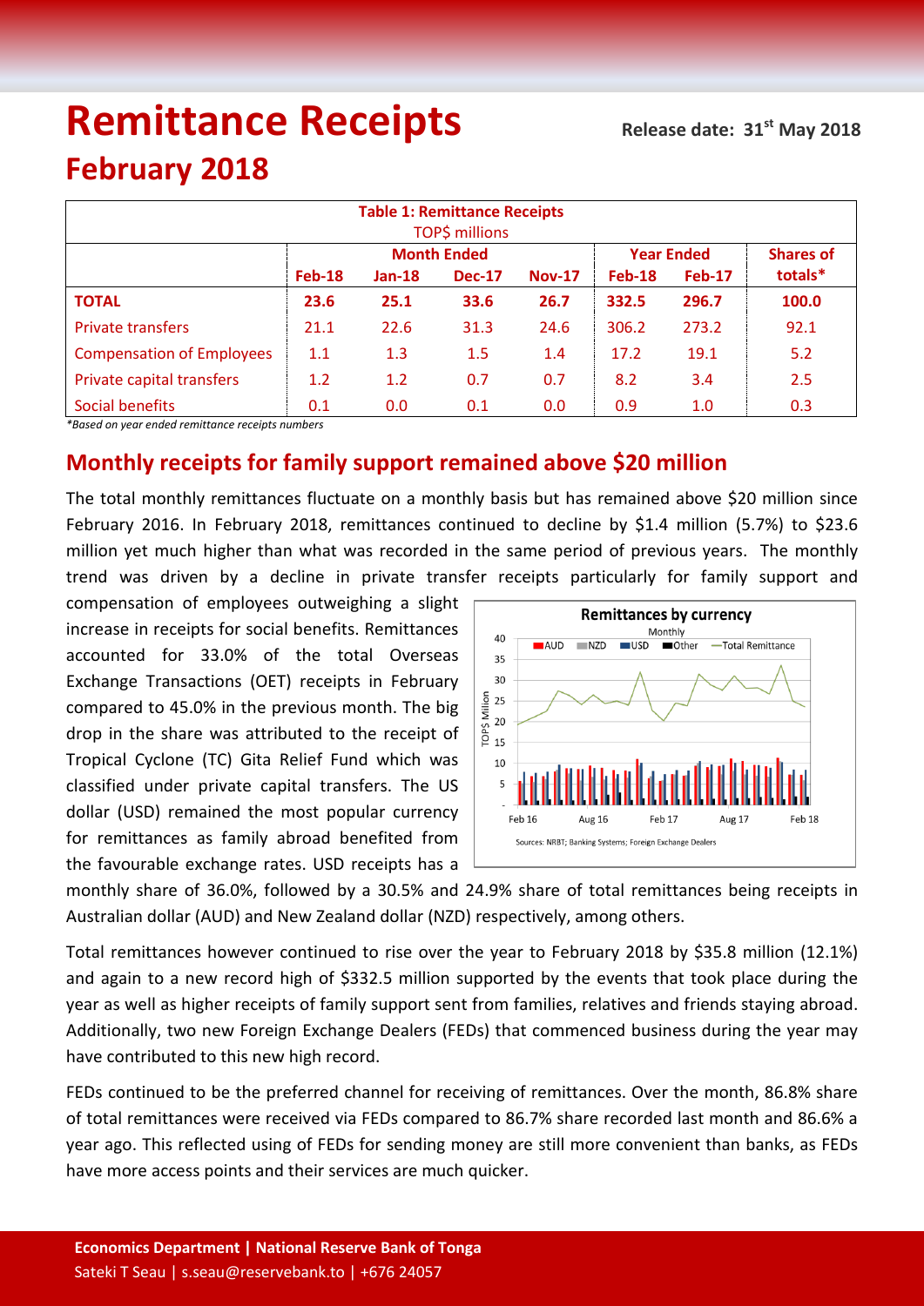# Remittance Receipts

**Release date: 31st May 2018**

# February 2018

| Table 1: Remittance Receipts TOP$ millions | | | | | | | |
|---|---|---|---|---|---|---|---|
| | Month Ended | | | | Year Ended | | Shares of |
| | Feb-18 | Jan-18 | Dec-17 | Nov-17 | Feb-18 | Feb-17 | totals* |
| **TOTAL** | **23.6** | **25.1** | **33.6** | **26.7** | **332.5** | **296.7** | **100.0** |
| Private transfers | 21.1 | 22.6 | 31.3 | 24.6 | 306.2 | 273.2 | 92.1 |
| Compensation of Employees | 1.1 | 1.3 | 1.5 | 1.4 | 17.2 | 19.1 | 5.2 |
| Private capital transfers | 1.2 | 1.2 | 0.7 | 0.7 | 8.2 | 3.4 | 2.5 |
| Social benefits | 0.1 | 0.0 | 0.1 | 0.0 | 0.9 | 1.0 | 0.3 |

*Based on year ended remittance receipts numbers*

## Monthly receipts for family support remained above $20 million

The total monthly remittances fluctuate on a monthly basis but has remained above $20 million since February 2016. In February 2018, remittances continued to decline by $1.4 million (5.7%) to $23.6 million yet much higher than what was recorded in the same period of previous years. The monthly trend was driven by a decline in private transfer receipts particularly for family support and compensation of employees outweighing a slight increase in receipts for social benefits. Remittances accounted for 33.0% of the total Overseas Exchange Transactions (OET) receipts in February compared to 45.0% in the previous month. The big drop in the share was attributed to the receipt of Tropical Cyclone (TC) Gita Relief Fund which was classified under private capital transfers. The US dollar (USD) remained the most popular currency for remittances as family abroad benefited from the favourable exchange rates. USD receipts has a monthly share of 36.0%, followed by a 30.5% and 24.9% share of total remittances being receipts in Australian dollar (AUD) and New Zealand dollar (NZD) respectively, among others.

**Remittances by currency**

Monthly

Sources: NRBT; Banking Systems; Foreign Exchange Dealers

Total remittances however continued to rise over the year to February 2018 by $35.8 million (12.1%) and again to a new record high of $332.5 million supported by the events that took place during the year as well as higher receipts of family support sent from families, relatives and friends staying abroad. Additionally, two new Foreign Exchange Dealers (FEDs) that commenced business during the year may have contributed to this new high record.

FEDs continued to be the preferred channel for receiving of remittances. Over the month, 86.8% share of total remittances were received via FEDs compared to 86.7% share recorded last month and 86.6% a year ago. This reflected using of FEDs for sending money are still more convenient than banks, as FEDs have more access points and their services are much quicker.

**Economics Department | National Reserve Bank of Tonga**
Sateki T Seau | s.seau@reservebank.to | +676 24057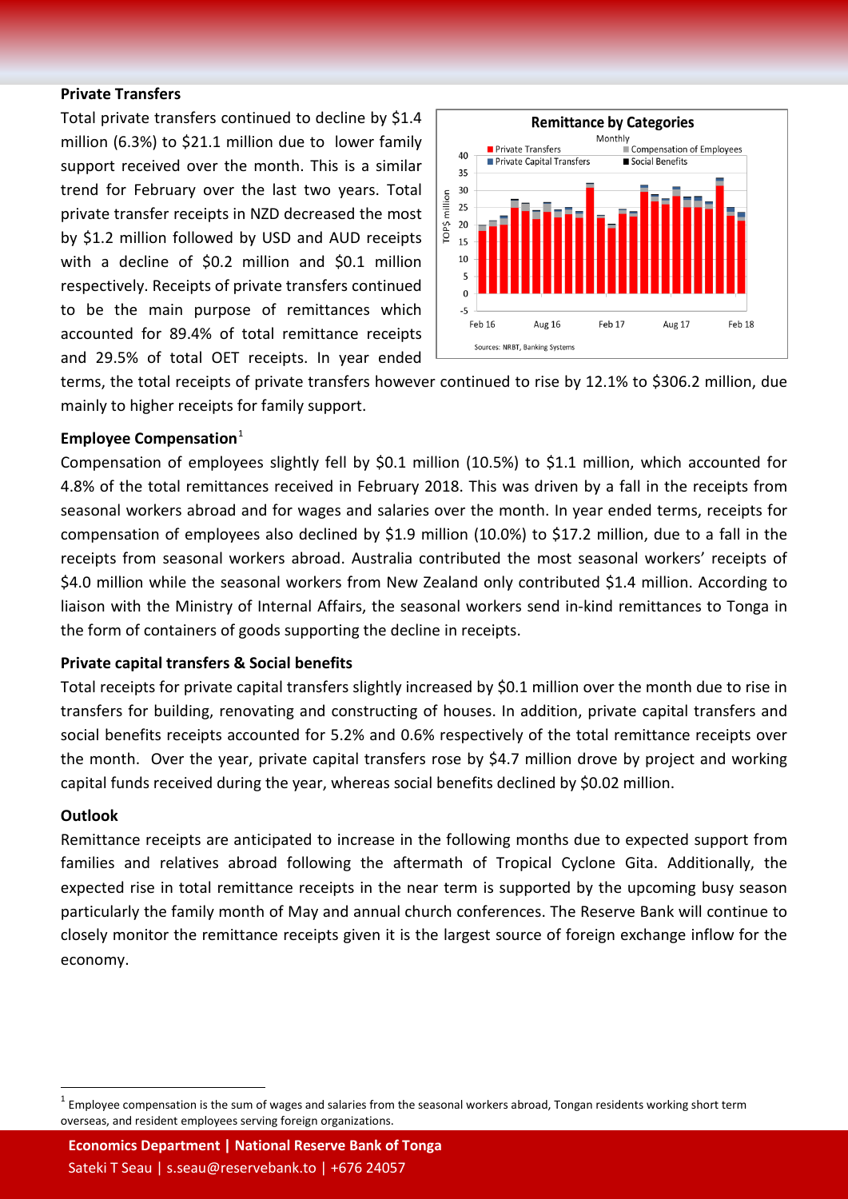**Private Transfers**

Total private transfers continued to decline by $1.4 million (6.3%) to $21.1 million due to lower family support received over the month. This is a similar trend for February over the last two years. Total private transfer receipts in NZD decreased the most by $1.2 million followed by USD and AUD receipts with a decline of $0.2 million and $0.1 million respectively. Receipts of private transfers continued to be the main purpose of remittances which accounted for 89.4% of total remittance receipts and 29.5% of total OET receipts. In year ended terms, the total receipts of private transfers however continued to rise by 12.1% to $306.2 million, due mainly to higher receipts for family support.

**Employee Compensation**[1]

Compensation of employees slightly fell by $0.1 million (10.5%) to $1.1 million, which accounted for 4.8% of the total remittances received in February 2018. This was driven by a fall in the receipts from seasonal workers abroad and for wages and salaries over the month. In year ended terms, receipts for compensation of employees also declined by $1.9 million (10.0%) to $17.2 million, due to a fall in the receipts from seasonal workers abroad. Australia contributed the most seasonal workers' receipts of $4.0 million while the seasonal workers from New Zealand only contributed $1.4 million. According to liaison with the Ministry of Internal Affairs, the seasonal workers send in-kind remittances to Tonga in the form of containers of goods supporting the decline in receipts.

**Private capital transfers & Social benefits**

Total receipts for private capital transfers slightly increased by $0.1 million over the month due to rise in transfers for building, renovating and constructing of houses. In addition, private capital transfers and social benefits receipts accounted for 5.2% and 0.6% respectively of the total remittance receipts over the month. Over the year, private capital transfers rose by $4.7 million drove by project and working capital funds received during the year, whereas social benefits declined by $0.02 million.

**Outlook**

Remittance receipts are anticipated to increase in the following months due to expected support from families and relatives abroad following the aftermath of Tropical Cyclone Gita. Additionally, the expected rise in total remittance receipts in the near term is supported by the upcoming busy season particularly the family month of May and annual church conferences. The Reserve Bank will continue to closely monitor the remittance receipts given it is the largest source of foreign exchange inflow for the economy.

[1] Employee compensation is the sum of wages and salaries from the seasonal workers abroad, Tongan residents working short term overseas, and resident employees serving foreign organizations.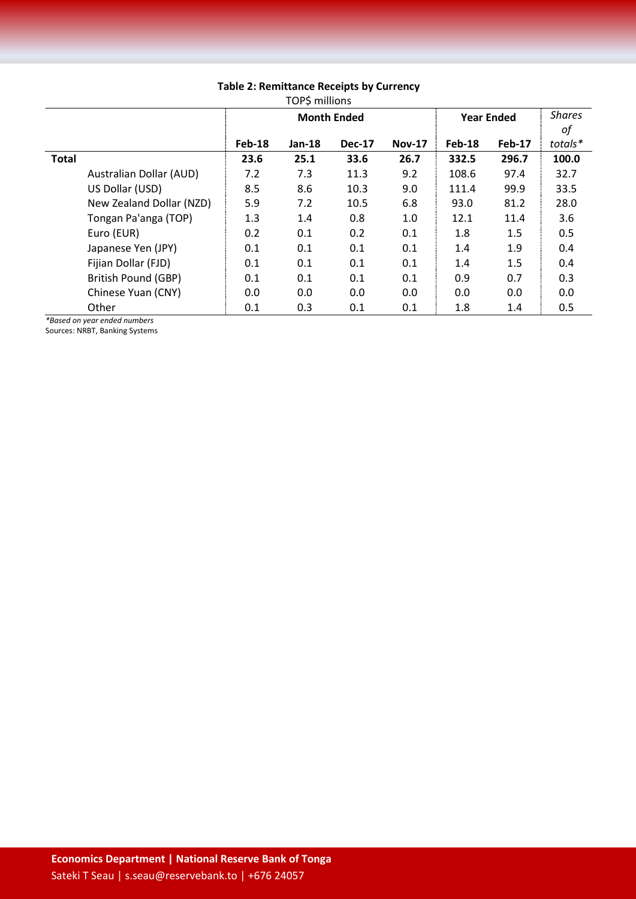**Table 2: Remittance Receipts by Currency**

TOP$ millions

| | Month Ended | | | | Year Ended | | *Shares of* |
|---|---|---|---|---|---|---|---|
| | **Feb-18** | **Jan-18** | **Dec-17** | **Nov-17** | **Feb-18** | **Feb-17** | *totals** |
| **Total** | **23.6** | **25.1** | **33.6** | **26.7** | **332.5** | **296.7** | **100.0** |
| Australian Dollar (AUD) | 7.2 | 7.3 | 11.3 | 9.2 | 108.6 | 97.4 | 32.7 |
| US Dollar (USD) | 8.5 | 8.6 | 10.3 | 9.0 | 111.4 | 99.9 | 33.5 |
| New Zealand Dollar (NZD) | 5.9 | 7.2 | 10.5 | 6.8 | 93.0 | 81.2 | 28.0 |
| Tongan Pa'anga (TOP) | 1.3 | 1.4 | 0.8 | 1.0 | 12.1 | 11.4 | 3.6 |
| Euro (EUR) | 0.2 | 0.1 | 0.2 | 0.1 | 1.8 | 1.5 | 0.5 |
| Japanese Yen (JPY) | 0.1 | 0.1 | 0.1 | 0.1 | 1.4 | 1.9 | 0.4 |
| Fijian Dollar (FJD) | 0.1 | 0.1 | 0.1 | 0.1 | 1.4 | 1.5 | 0.4 |
| British Pound (GBP) | 0.1 | 0.1 | 0.1 | 0.1 | 0.9 | 0.7 | 0.3 |
| Chinese Yuan (CNY) | 0.0 | 0.0 | 0.0 | 0.0 | 0.0 | 0.0 | 0.0 |
| Other | 0.1 | 0.3 | 0.1 | 0.1 | 1.8 | 1.4 | 0.5 |

*\*Based on year ended numbers*

Sources: NRBT, Banking Systems

**Economics Department | National Reserve Bank of Tonga**

Sateki T Seau | s.seau@reservebank.to | +676 24057